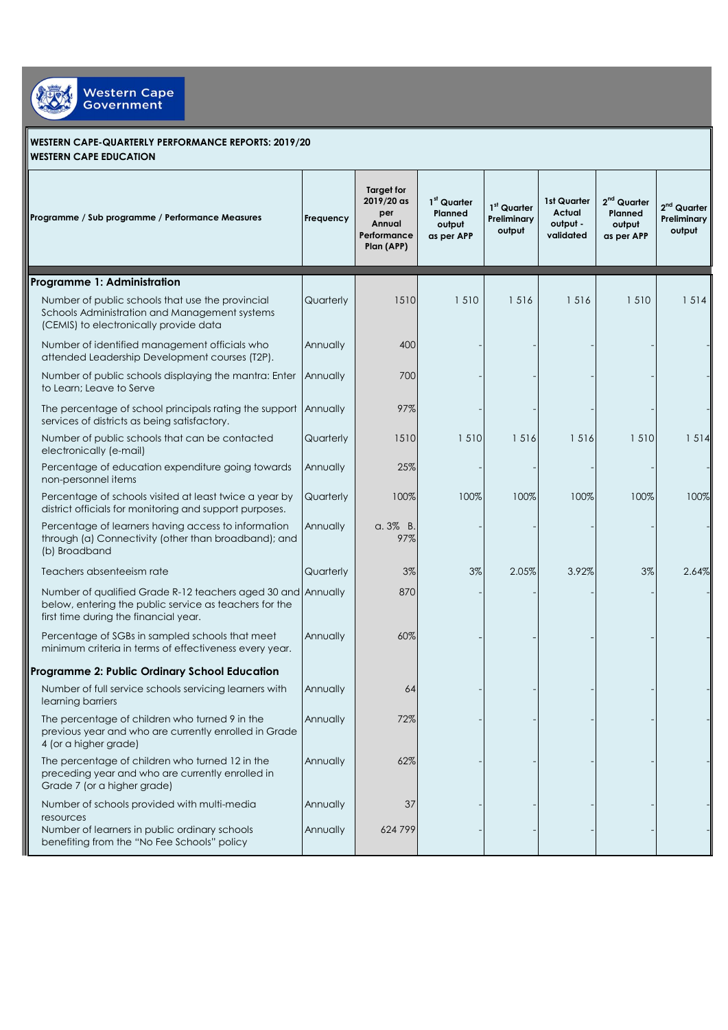**WESTERN CAPE-QUARTERLY PERFORMANCE REPORTS: 2019/20**
**WESTERN CAPE EDUCATION**

| Programme / Sub programme / Performance Measures | Frequency | Target for 2019/20 as per Annual Performance Plan (APP) | 1st Quarter Planned output as per APP | 1st Quarter Preliminary output | 1st Quarter Actual output - validated | 2nd Quarter Planned output as per APP | 2nd Quarter Preliminary output |
|---|---|---|---|---|---|---|---|
| **Programme 1: Administration** | | | | | | | |
| Number of public schools that use the provincial Schools Administration and Management systems (CEMIS) to electronically provide data | Quarterly | 1510 | 1 510 | 1 516 | 1 516 | 1 510 | 1 514 |
| Number of identified management officials who attended Leadership Development courses (T2P). | Annually | 400 | - | - | - | - | - |
| Number of public schools displaying the mantra: Enter to Learn; Leave to Serve | Annually | 700 | - | - | - | - | - |
| The percentage of school principals rating the support services of districts as being satisfactory. | Annually | 97% | - | - | - | - | - |
| Number of public schools that can be contacted electronically (e-mail) | Quarterly | 1510 | 1 510 | 1 516 | 1 516 | 1 510 | 1 514 |
| Percentage of education expenditure going towards non-personnel items | Annually | 25% | - | - | - | - | - |
| Percentage of schools visited at least twice a year by district officials for monitoring and support purposes. | Quarterly | 100% | 100% | 100% | 100% | 100% | 100% |
| Percentage of learners having access to information through (a) Connectivity (other than broadband); and (b) Broadband | Annually | a. 3% B. 97% | - | - | - | - | - |
| Teachers absenteeism rate | Quarterly | 3% | 3% | 2.05% | 3.92% | 3% | 2.64% |
| Number of qualified Grade R-12 teachers aged 30 and below, entering the public service as teachers for the first time during the financial year. | Annually | 870 | - | - | - | - | - |
| Percentage of SGBs in sampled schools that meet minimum criteria in terms of effectiveness every year. | Annually | 60% | - | - | - | - | - |
| **Programme 2: Public Ordinary School Education** | | | | | | | |
| Number of full service schools servicing learners with learning barriers | Annually | 64 | - | - | - | - | - |
| The percentage of children who turned 9 in the previous year and who are currently enrolled in Grade 4 (or a higher grade) | Annually | 72% | - | - | - | - | - |
| The percentage of children who turned 12 in the preceding year and who are currently enrolled in Grade 7 (or a higher grade) | Annually | 62% | - | - | - | - | - |
| Number of schools provided with multi-media resources | Annually | 37 | - | - | - | - | - |
| Number of learners in public ordinary schools benefiting from the "No Fee Schools" policy | Annually | 624 799 | - | - | - | - | - |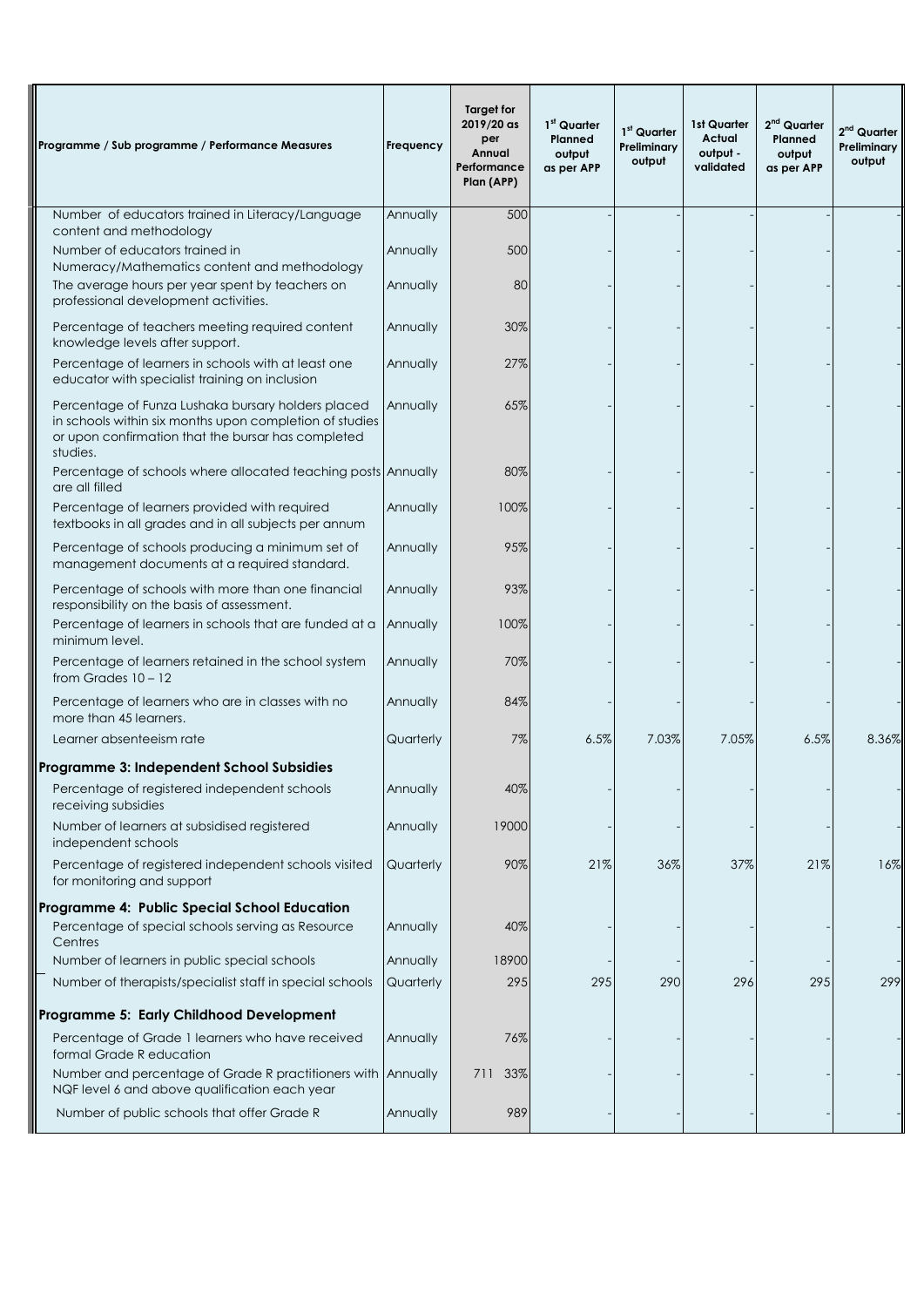| Programme / Sub programme / Performance Measures | Frequency | Target for 2019/20 as per Annual Performance Plan (APP) | 1st Quarter Planned output as per APP | 1st Quarter Preliminary output | 1st Quarter Actual output - validated | 2nd Quarter Planned output as per APP | 2nd Quarter Preliminary output |
|---|---|---|---|---|---|---|---|
| Number of educators trained in Literacy/Language content and methodology | Annually | 500 | - | - | - | - | - |
| Number of educators trained in Numeracy/Mathematics content and methodology | Annually | 500 | - | - | - | - | - |
| The average hours per year spent by teachers on professional development activities. | Annually | 80 | - | - | - | - | - |
| Percentage of teachers meeting required content knowledge levels after support. | Annually | 30% | - | - | - | - | - |
| Percentage of learners in schools with at least one educator with specialist training on inclusion | Annually | 27% | - | - | - | - | - |
| Percentage of Funza Lushaka bursary holders placed in schools within six months upon completion of studies or upon confirmation that the bursar has completed studies. | Annually | 65% | - | - | - | - | - |
| Percentage of schools where allocated teaching posts are all filled | Annually | 80% | - | - | - | - | - |
| Percentage of learners provided with required textbooks in all grades and in all subjects per annum | Annually | 100% | - | - | - | - | - |
| Percentage of schools producing a minimum set of management documents at a required standard. | Annually | 95% | - | - | - | - | - |
| Percentage of schools with more than one financial responsibility on the basis of assessment. | Annually | 93% | - | - | - | - | - |
| Percentage of learners in schools that are funded at a minimum level. | Annually | 100% | - | - | - | - | - |
| Percentage of learners retained in the school system from Grades 10 – 12 | Annually | 70% | - | - | - | - | - |
| Percentage of learners who are in classes with no more than 45 learners. | Annually | 84% | - | - | - | - | - |
| Learner absenteeism rate | Quarterly | 7% | 6.5% | 7.03% | 7.05% | 6.5% | 8.36% |
| **Programme 3: Independent School Subsidies** | | | | | | | |
| Percentage of registered independent schools receiving subsidies | Annually | 40% | - | - | - | - | - |
| Number of learners at subsidised registered independent schools | Annually | 19000 | - | - | - | - | - |
| Percentage of registered independent schools visited for monitoring and support | Quarterly | 90% | 21% | 36% | 37% | 21% | 16% |
| **Programme 4: Public Special School Education** | | | | | | | |
| Percentage of special schools serving as Resource Centres | Annually | 40% | - | - | - | - | - |
| Number of learners in public special schools | Annually | 18900 | - | - | - | - | - |
| Number of therapists/specialist staff in special schools | Quarterly | 295 | 295 | 290 | 296 | 295 | 299 |
| **Programme 5: Early Childhood Development** | | | | | | | |
| Percentage of Grade 1 learners who have received formal Grade R education | Annually | 76% | - | - | - | - | - |
| Number and percentage of Grade R practitioners with NQF level 6 and above qualification each year | Annually | 711 33% | - | - | - | - | - |
| Number of public schools that offer Grade R | Annually | 989 | - | - | - | - | - |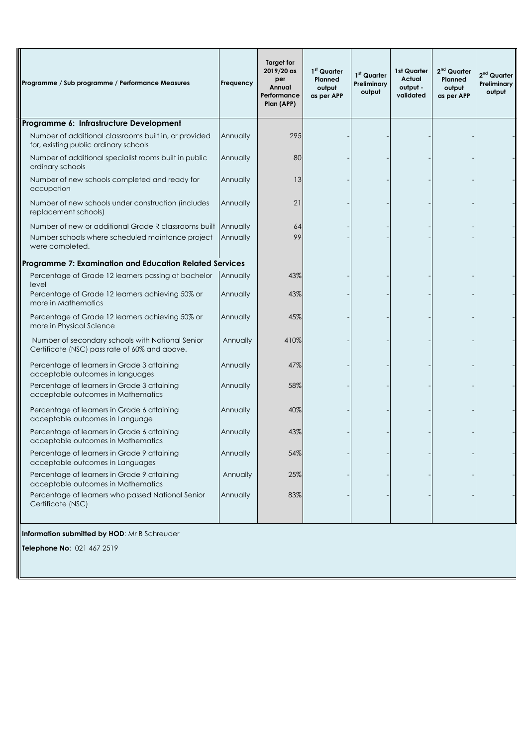| Programme / Sub programme / Performance Measures | Frequency | Target for 2019/20 as per Annual Performance Plan (APP) | 1st Quarter Planned output as per APP | 1st Quarter Preliminary output | 1st Quarter Actual output - validated | 2nd Quarter Planned output as per APP | 2nd Quarter Preliminary output |
|---|---|---|---|---|---|---|---|
| **Programme 6: Infrastructure Development** | | | | | | | |
| Number of additional classrooms built in, or provided for, existing public ordinary schools | Annually | 295 | - | - | - | - | - |
| Number of additional specialist rooms built in public ordinary schools | Annually | 80 | - | - | - | - | - |
| Number of new schools completed and ready for occupation | Annually | 13 | - | - | - | - | - |
| Number of new schools under construction (includes replacement schools) | Annually | 21 | - | - | - | - | - |
| Number of new or additional Grade R classrooms built | Annually | 64 | - | - | - | - | - |
| Number schools where scheduled maintance project were completed. | Annually | 99 | - | - | - | - | - |
| **Programme 7: Examination and Education Related Services** | | | | | | | |
| Percentage of Grade 12 learners passing at bachelor level | Annually | 43% | - | - | - | - | - |
| Percentage of Grade 12 learners achieving 50% or more in Mathematics | Annually | 43% | - | - | - | - | - |
| Percentage of Grade 12 learners achieving 50% or more in Physical Science | Annually | 45% | - | - | - | - | - |
| Number of secondary schools with National Senior Certificate (NSC) pass rate of 60% and above. | Annually | 410% | - | - | - | - | - |
| Percentage of learners in Grade 3 attaining acceptable outcomes in languages | Annually | 47% | - | - | - | - | - |
| Percentage of learners in Grade 3 attaining acceptable outcomes in Mathematics | Annually | 58% | - | - | - | - | - |
| Percentage of learners in Grade 6 attaining acceptable outcomes in Language | Annually | 40% | - | - | - | - | - |
| Percentage of learners in Grade 6 attaining acceptable outcomes in Mathematics | Annually | 43% | - | - | - | - | - |
| Percentage of learners in Grade 9 attaining acceptable outcomes in Languages | Annually | 54% | - | - | - | - | - |
| Percentage of learners in Grade 9 attaining acceptable outcomes in Mathematics | Annually | 25% | - | - | - | - | - |
| Percentage of learners who passed National Senior Certificate (NSC) | Annually | 83% | - | - | - | - | - |

**Information submitted by HOD**: Mr B Schreuder

**Telephone No**: 021 467 2519